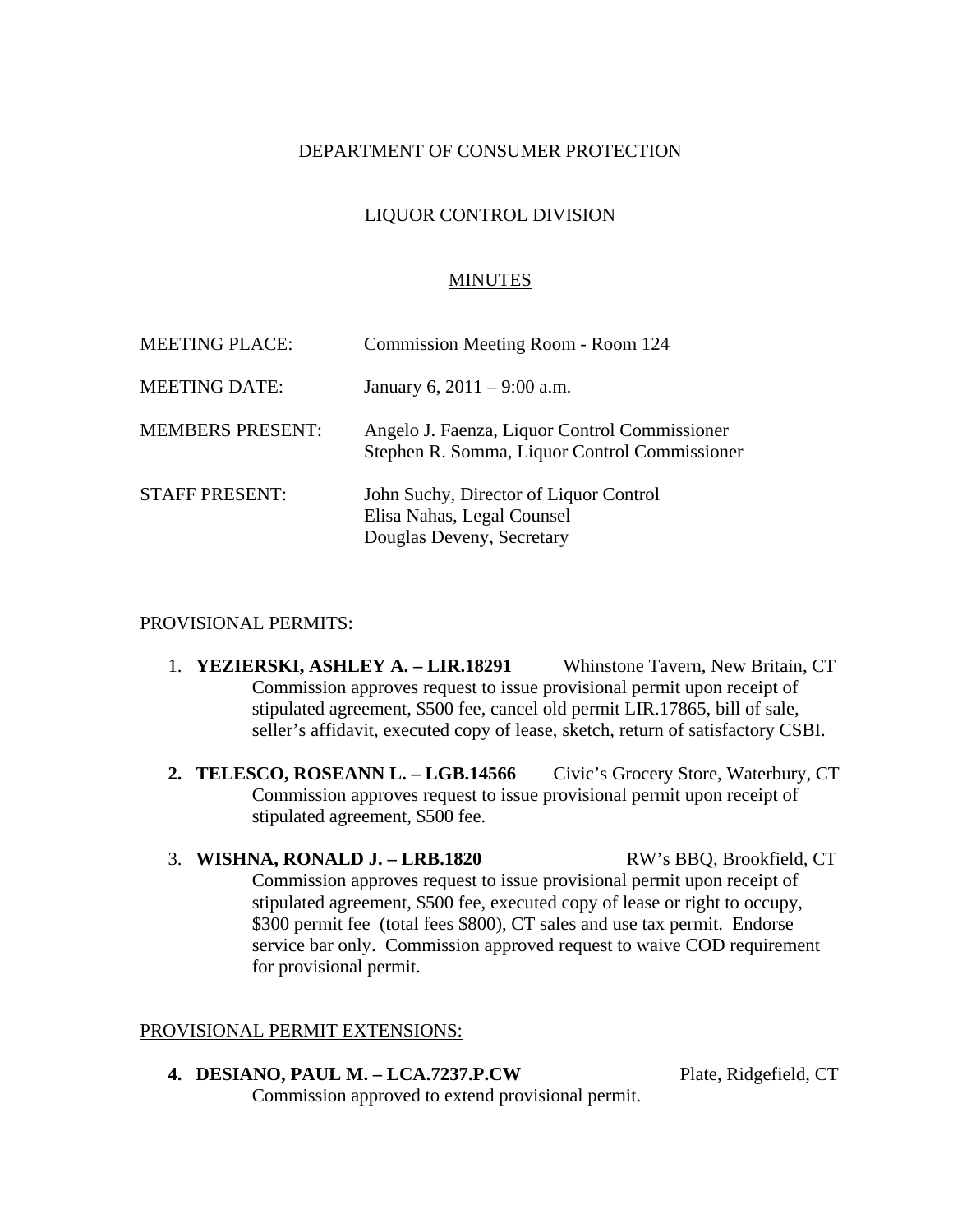DEPARTMENT OF CONSUMER PROTECTION

LIQUOR CONTROL DIVISION

MINUTES

MEETING PLACE: Commission Meeting Room - Room 124

MEETING DATE: January 6, 2011 – 9:00 a.m.

MEMBERS PRESENT: Angelo J. Faenza, Liquor Control Commissioner
Stephen R. Somma, Liquor Control Commissioner

STAFF PRESENT: John Suchy, Director of Liquor Control
Elisa Nahas, Legal Counsel
Douglas Deveny, Secretary

PROVISIONAL PERMITS:

1. **YEZIERSKI, ASHLEY A. – LIR.18291** Whinstone Tavern, New Britain, CT
   Commission approves request to issue provisional permit upon receipt of stipulated agreement, \$500 fee, cancel old permit LIR.17865, bill of sale, seller's affidavit, executed copy of lease, sketch, return of satisfactory CSBI.

2. **TELESCO, ROSEANN L. – LGB.14566** Civic's Grocery Store, Waterbury, CT
   Commission approves request to issue provisional permit upon receipt of stipulated agreement, \$500 fee.

3. **WISHNA, RONALD J. – LRB.1820** RW's BBQ, Brookfield, CT
   Commission approves request to issue provisional permit upon receipt of stipulated agreement, \$500 fee, executed copy of lease or right to occupy, \$300 permit fee (total fees \$800), CT sales and use tax permit. Endorse service bar only. Commission approved request to waive COD requirement for provisional permit.

PROVISIONAL PERMIT EXTENSIONS:

4. **DESIANO, PAUL M. – LCA.7237.P.CW** Plate, Ridgefield, CT
   Commission approved to extend provisional permit.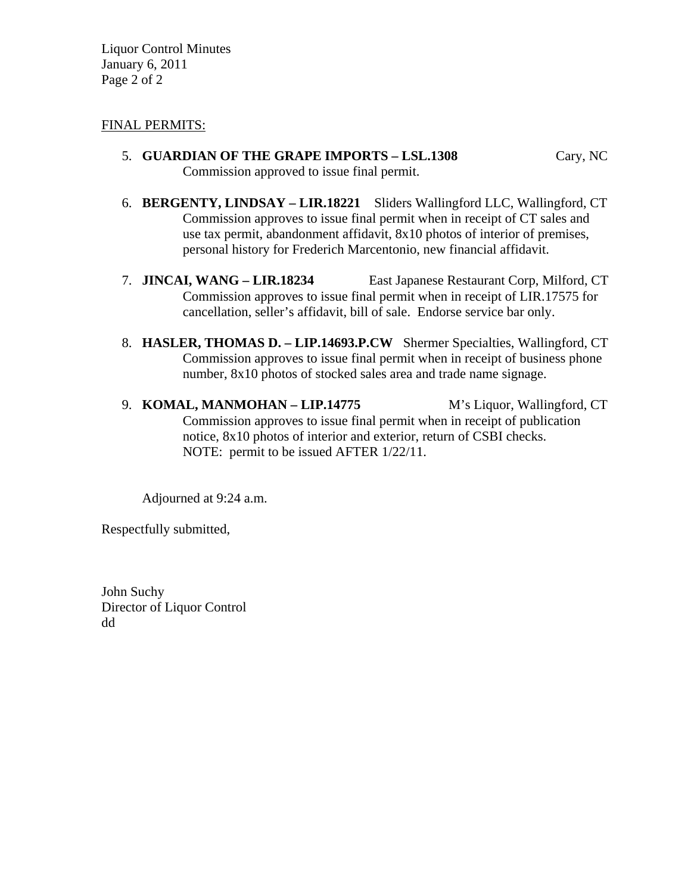FINAL PERMITS:

5. **GUARDIAN OF THE GRAPE IMPORTS – LSL.1308** Cary, NC
   Commission approved to issue final permit.

6. **BERGENTY, LINDSAY – LIR.18221** Sliders Wallingford LLC, Wallingford, CT
   Commission approves to issue final permit when in receipt of CT sales and use tax permit, abandonment affidavit, 8x10 photos of interior of premises, personal history for Frederich Marcentonio, new financial affidavit.

7. **JINCAI, WANG – LIR.18234** East Japanese Restaurant Corp, Milford, CT
   Commission approves to issue final permit when in receipt of LIR.17575 for cancellation, seller's affidavit, bill of sale. Endorse service bar only.

8. **HASLER, THOMAS D. – LIP.14693.P.CW** Shermer Specialties, Wallingford, CT
   Commission approves to issue final permit when in receipt of business phone number, 8x10 photos of stocked sales area and trade name signage.

9. **KOMAL, MANMOHAN – LIP.14775** M's Liquor, Wallingford, CT
   Commission approves to issue final permit when in receipt of publication notice, 8x10 photos of interior and exterior, return of CSBI checks.
   NOTE: permit to be issued AFTER 1/22/11.

Adjourned at 9:24 a.m.

Respectfully submitted,

John Suchy
Director of Liquor Control
dd